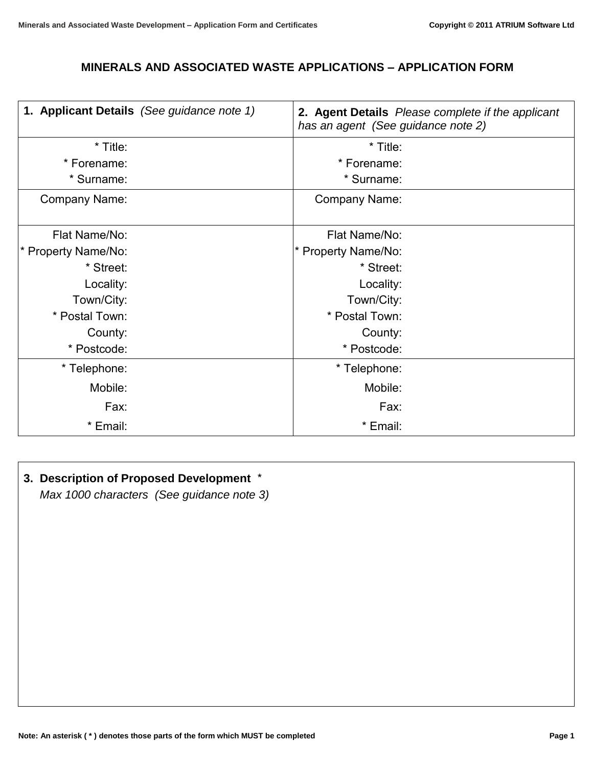# MINERALS AND ASSOCIATED WASTE APPLICATIONS – APPLICATION FORM

| **1. Applicant Details** *(See guidance note 1)* | | **2. Agent Details** *Please complete if the applicant has an agent (See guidance note 2)* | |
|---|---|---|---|
| * Title: | | * Title: | |
| * Forename: | | * Forename: | |
| * Surname: | | * Surname: | |
| Company Name: | | Company Name: | |
| Flat Name/No: | | Flat Name/No: | |
| * Property Name/No: | | * Property Name/No: | |
| * Street: | | * Street: | |
| Locality: | | Locality: | |
| Town/City: | | Town/City: | |
| * Postal Town: | | * Postal Town: | |
| County: | | County: | |
| * Postcode: | | * Postcode: | |
| * Telephone: | | * Telephone: | |
| Mobile: | | Mobile: | |
| Fax: | | Fax: | |
| * Email: | | * Email: | |

**3. Description of Proposed Development** *

*Max 1000 characters (See guidance note 3)*

**Note: An asterisk ( * ) denotes those parts of the form which MUST be completed**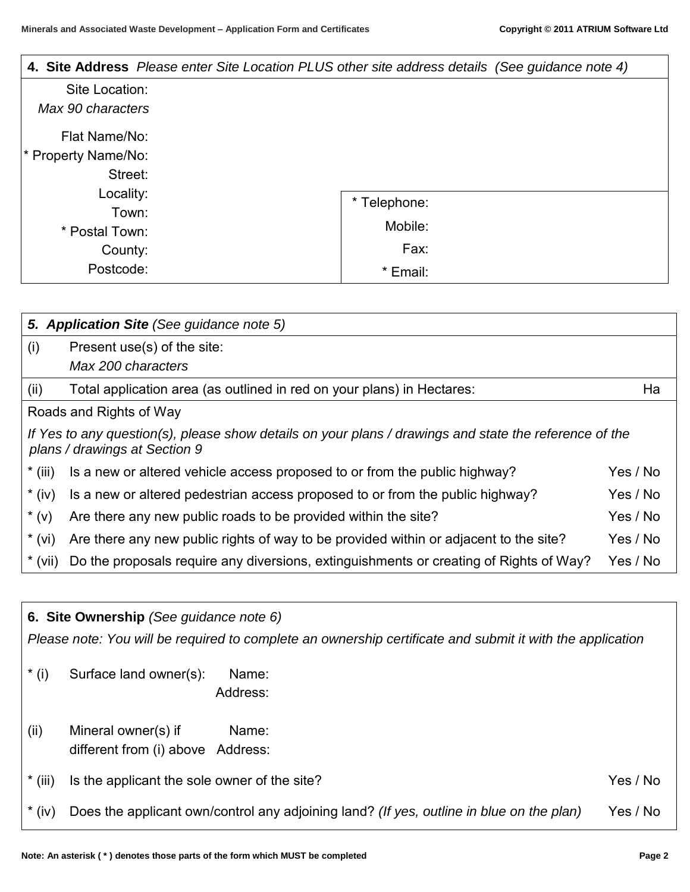## 4. Site Address *Please enter Site Location PLUS other site address details (See guidance note 4)*

Site Location:
*Max 90 characters*

Flat Name/No:
* Property Name/No:
Street:
Locality:
Town:
* Postal Town:
County:
Postcode:

* Telephone:
Mobile:
Fax:
* Email:

## *5. Application Site (See guidance note 5)*

| | | |
|---|---|---|
| (i) | Present use(s) of the site: *Max 200 characters* | |
| (ii) | Total application area (as outlined in red on your plans) in Hectares: | Ha |

Roads and Rights of Way

*If Yes to any question(s), please show details on your plans / drawings and state the reference of the plans / drawings at Section 9*

| | | |
|---|---|---|
| * (iii) | Is a new or altered vehicle access proposed to or from the public highway? | Yes / No |
| * (iv) | Is a new or altered pedestrian access proposed to or from the public highway? | Yes / No |
| * (v) | Are there any new public roads to be provided within the site? | Yes / No |
| * (vi) | Are there any new public rights of way to be provided within or adjacent to the site? | Yes / No |
| * (vii) | Do the proposals require any diversions, extinguishments or creating of Rights of Way? | Yes / No |

## 6. Site Ownership *(See guidance note 6)*

*Please note: You will be required to complete an ownership certificate and submit it with the application*

| | | |
|---|---|---|
| * (i) | Surface land owner(s): Name: Address: | |
| (ii) | Mineral owner(s) if different from (i) above Name: Address: | |
| * (iii) | Is the applicant the sole owner of the site? | Yes / No |
| * (iv) | Does the applicant own/control any adjoining land? *(If yes, outline in blue on the plan)* | Yes / No |

**Note: An asterisk ( * ) denotes those parts of the form which MUST be completed**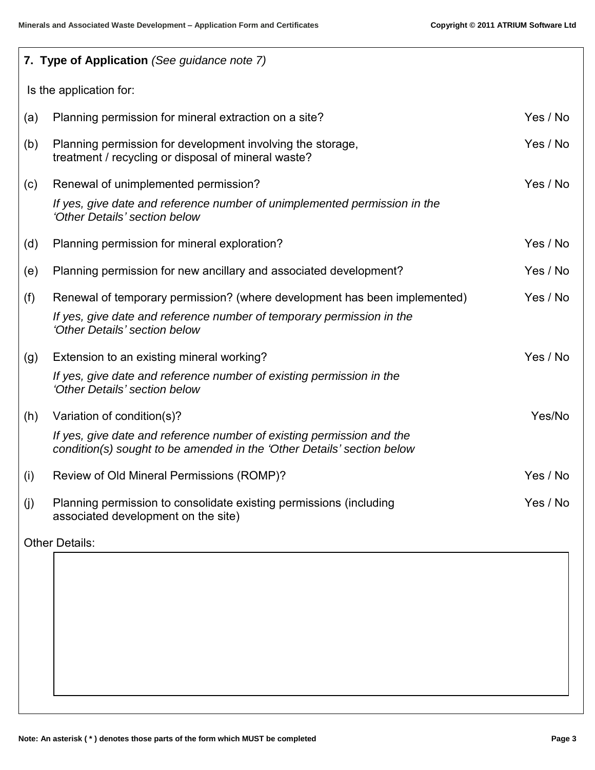## 7. Type of Application *(See guidance note 7)*

Is the application for:

| | | |
|---|---|---|
| (a) | Planning permission for mineral extraction on a site? | Yes / No |
| (b) | Planning permission for development involving the storage, treatment / recycling or disposal of mineral waste? | Yes / No |
| (c) | Renewal of unimplemented permission?<br>*If yes, give date and reference number of unimplemented permission in the 'Other Details' section below* | Yes / No |
| (d) | Planning permission for mineral exploration? | Yes / No |
| (e) | Planning permission for new ancillary and associated development? | Yes / No |
| (f) | Renewal of temporary permission? (where development has been implemented)<br>*If yes, give date and reference number of temporary permission in the 'Other Details' section below* | Yes / No |
| (g) | Extension to an existing mineral working?<br>*If yes, give date and reference number of existing permission in the 'Other Details' section below* | Yes / No |
| (h) | Variation of condition(s)?<br>*If yes, give date and reference number of existing permission and the condition(s) sought to be amended in the 'Other Details' section below* | Yes/No |
| (i) | Review of Old Mineral Permissions (ROMP)? | Yes / No |
| (j) | Planning permission to consolidate existing permissions (including associated development on the site) | Yes / No |

Other Details:

Note: An asterisk ( * ) denotes those parts of the form which MUST be completed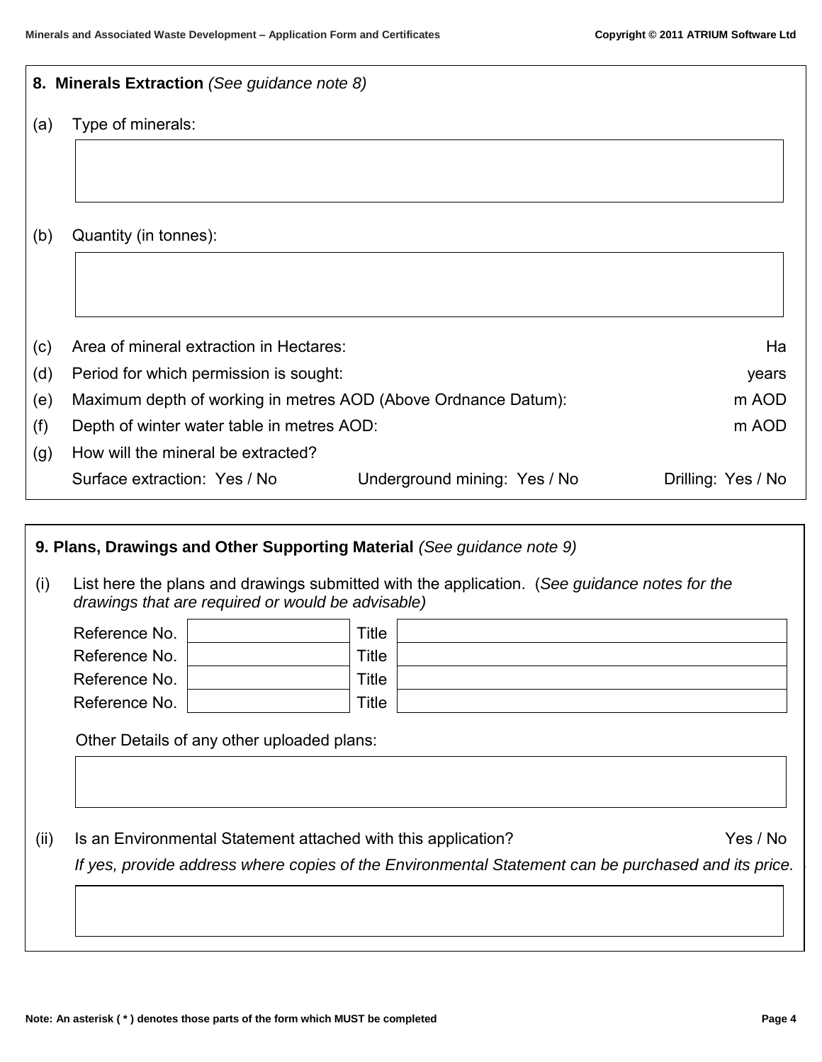## 8. Minerals Extraction *(See guidance note 8)*

(a) Type of minerals:

(b) Quantity (in tonnes):

(c) Area of mineral extraction in Hectares: Ha

(d) Period for which permission is sought: years

(e) Maximum depth of working in metres AOD (Above Ordnance Datum): m AOD

(f) Depth of winter water table in metres AOD: m AOD

(g) How will the mineral be extracted?

Surface extraction: Yes / No    Underground mining: Yes / No    Drilling: Yes / No

## 9. Plans, Drawings and Other Supporting Material *(See guidance note 9)*

(i) List here the plans and drawings submitted with the application. (*See guidance notes for the drawings that are required or would be advisable)*

| Reference No. | | Title | |
|---|---|---|---|
| Reference No. | | Title | |
| Reference No. | | Title | |
| Reference No. | | Title | |

Other Details of any other uploaded plans:

(ii) Is an Environmental Statement attached with this application? Yes / No

*If yes, provide address where copies of the Environmental Statement can be purchased and its price.*

Note: An asterisk ( * ) denotes those parts of the form which MUST be completed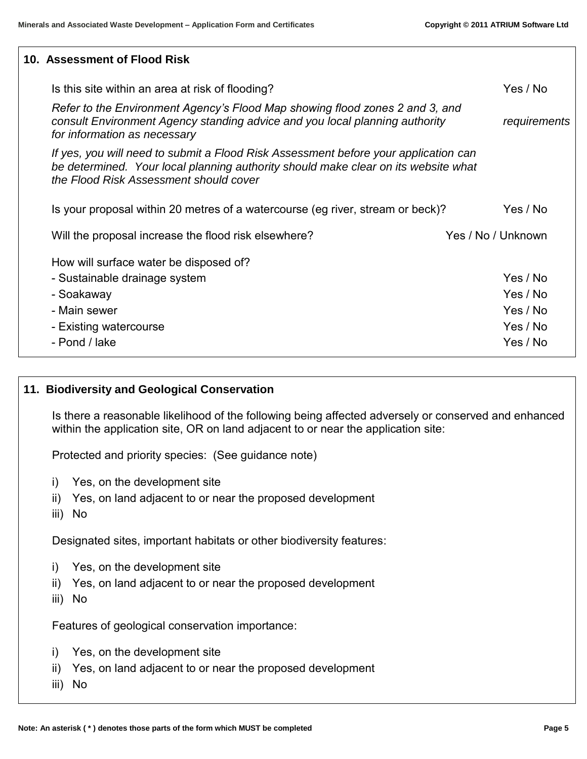## 10. Assessment of Flood Risk

Is this site within an area at risk of flooding? Yes / No

*Refer to the Environment Agency's Flood Map showing flood zones 2 and 3, and consult Environment Agency standing advice and you local planning authority requirements for information as necessary*

*If yes, you will need to submit a Flood Risk Assessment before your application can be determined. Your local planning authority should make clear on its website what the Flood Risk Assessment should cover*

Is your proposal within 20 metres of a watercourse (eg river, stream or beck)? Yes / No

Will the proposal increase the flood risk elsewhere? Yes / No / Unknown

How will surface water be disposed of?

- Sustainable drainage system Yes / No
- Soakaway Yes / No
- Main sewer Yes / No
- Existing watercourse Yes / No
- Pond / lake Yes / No

## 11. Biodiversity and Geological Conservation

Is there a reasonable likelihood of the following being affected adversely or conserved and enhanced within the application site, OR on land adjacent to or near the application site:

Protected and priority species: (See guidance note)

i) Yes, on the development site
ii) Yes, on land adjacent to or near the proposed development
iii) No

Designated sites, important habitats or other biodiversity features:

i) Yes, on the development site
ii) Yes, on land adjacent to or near the proposed development
iii) No

Features of geological conservation importance:

i) Yes, on the development site
ii) Yes, on land adjacent to or near the proposed development
iii) No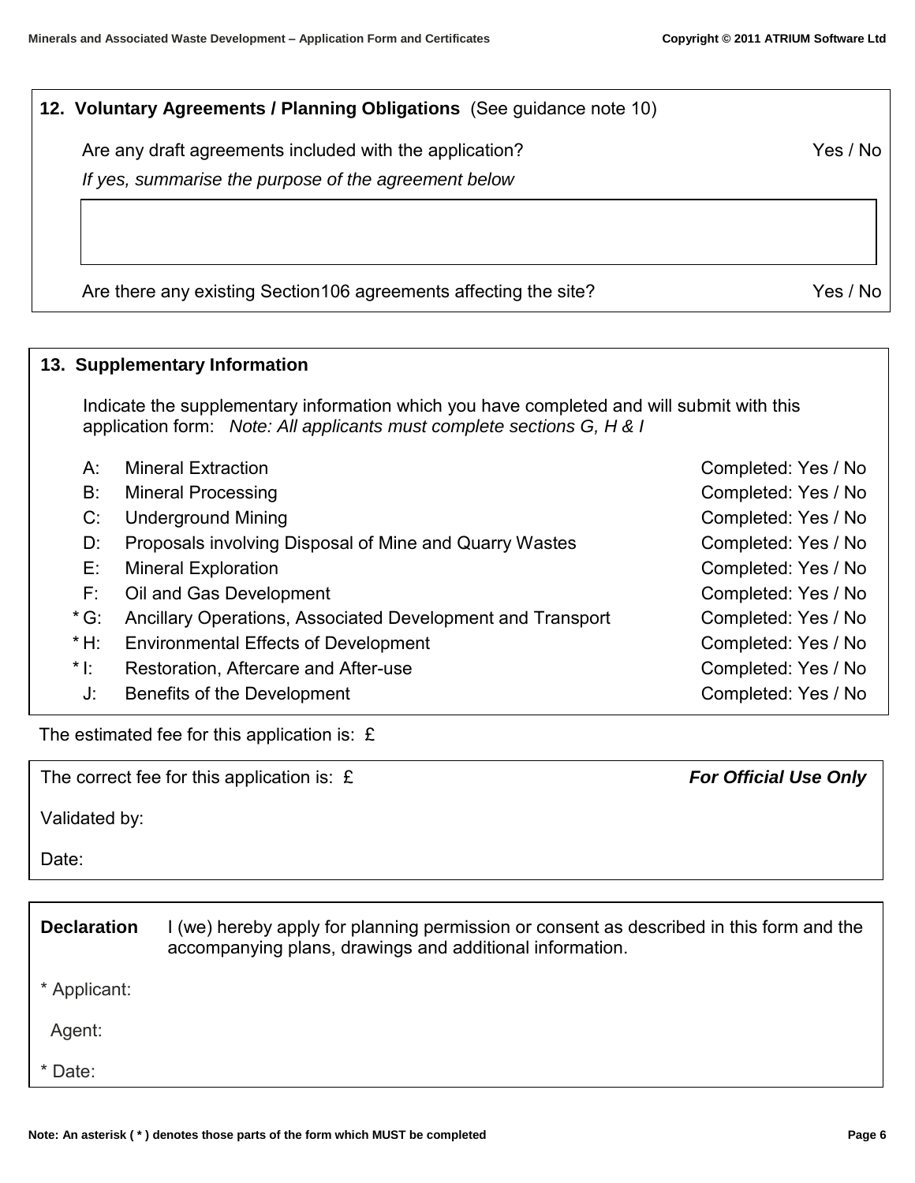## 12. Voluntary Agreements / Planning Obligations (See guidance note 10)

Are any draft agreements included with the application? Yes / No

*If yes, summarise the purpose of the agreement below*

Are there any existing Section106 agreements affecting the site? Yes / No

## 13. Supplementary Information

Indicate the supplementary information which you have completed and will submit with this application form: *Note: All applicants must complete sections G, H & I*

| | | |
|---|---|---|
| A: | Mineral Extraction | Completed: Yes / No |
| B: | Mineral Processing | Completed: Yes / No |
| C: | Underground Mining | Completed: Yes / No |
| D: | Proposals involving Disposal of Mine and Quarry Wastes | Completed: Yes / No |
| E: | Mineral Exploration | Completed: Yes / No |
| F: | Oil and Gas Development | Completed: Yes / No |
| * G: | Ancillary Operations, Associated Development and Transport | Completed: Yes / No |
| * H: | Environmental Effects of Development | Completed: Yes / No |
| * I: | Restoration, Aftercare and After-use | Completed: Yes / No |
| J: | Benefits of the Development | Completed: Yes / No |

The estimated fee for this application is: £

The correct fee for this application is: £ ***For Official Use Only***

Validated by:

Date:

**Declaration** I (we) hereby apply for planning permission or consent as described in this form and the accompanying plans, drawings and additional information.

\* Applicant:

Agent:

\* Date:

**Note: An asterisk ( * ) denotes those parts of the form which MUST be completed**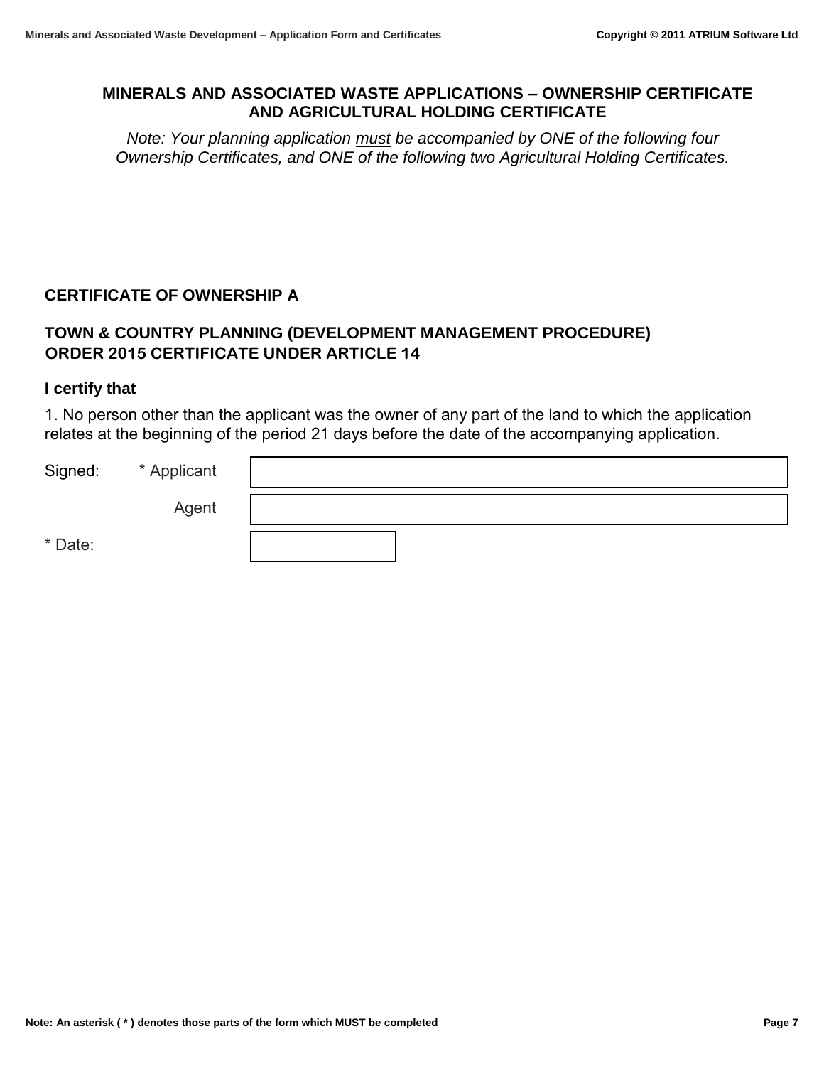## MINERALS AND ASSOCIATED WASTE APPLICATIONS – OWNERSHIP CERTIFICATE AND AGRICULTURAL HOLDING CERTIFICATE

*Note: Your planning application must be accompanied by ONE of the following four Ownership Certificates, and ONE of the following two Agricultural Holding Certificates.*

### CERTIFICATE OF OWNERSHIP A

### TOWN & COUNTRY PLANNING (DEVELOPMENT MANAGEMENT PROCEDURE) ORDER 2015 CERTIFICATE UNDER ARTICLE 14

**I certify that**

1. No person other than the applicant was the owner of any part of the land to which the application relates at the beginning of the period 21 days before the date of the accompanying application.

| Signed: | * Applicant | |
|---|---|---|
| | Agent | |
| * Date: | | |

**Note: An asterisk ( * ) denotes those parts of the form which MUST be completed**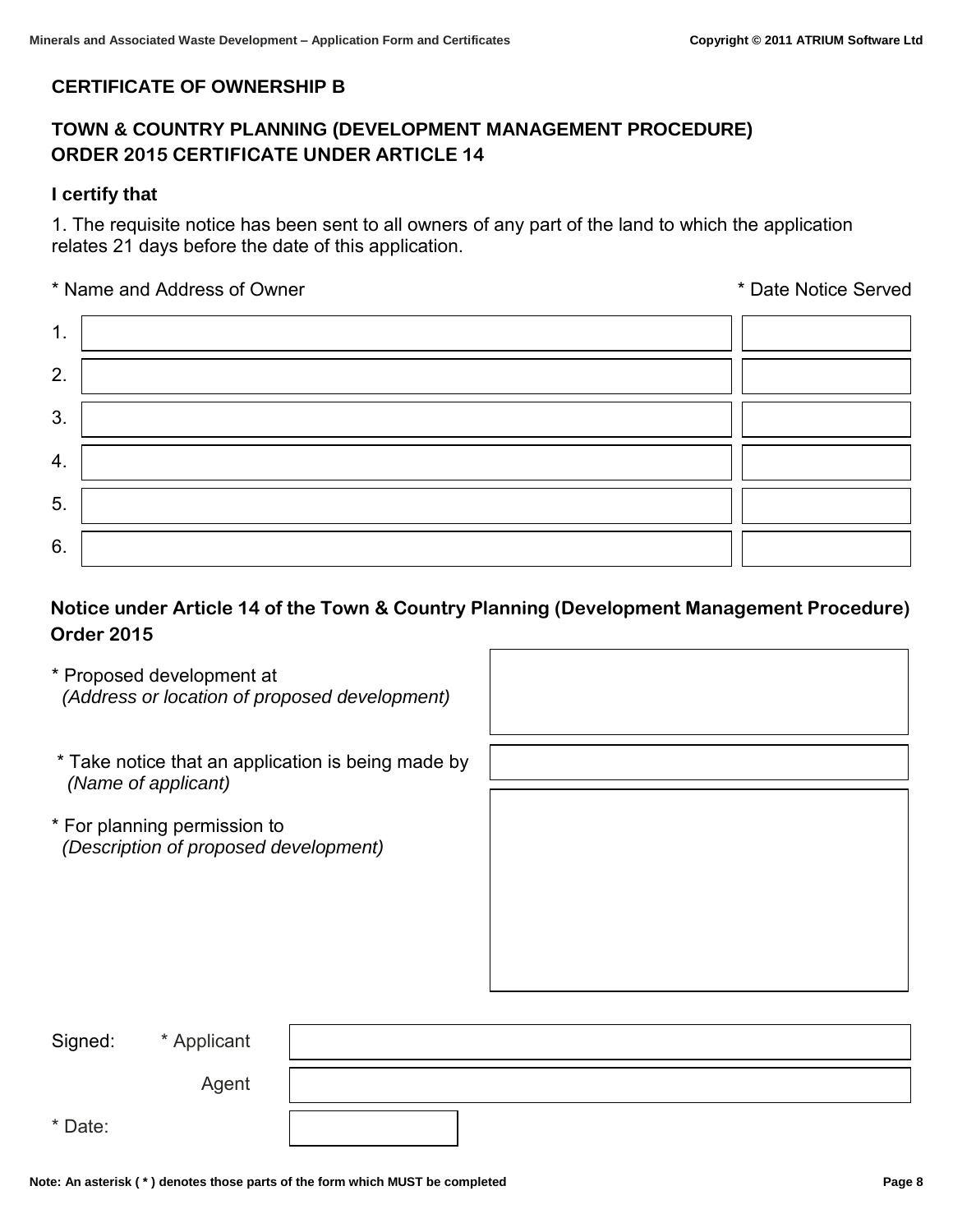## CERTIFICATE OF OWNERSHIP B

### TOWN & COUNTRY PLANNING (DEVELOPMENT MANAGEMENT PROCEDURE) ORDER 2015 CERTIFICATE UNDER ARTICLE 14

**I certify that**

1. The requisite notice has been sent to all owners of any part of the land to which the application relates 21 days before the date of this application.

| | * Name and Address of Owner | * Date Notice Served |
|---|---|---|
| 1. | | |
| 2. | | |
| 3. | | |
| 4. | | |
| 5. | | |
| 6. | | |

### Notice under Article 14 of the Town & Country Planning (Development Management Procedure) Order 2015

| | |
|---|---|
| * Proposed development at *(Address or location of proposed development)* | |
| * Take notice that an application is being made by *(Name of applicant)* | |
| * For planning permission to *(Description of proposed development)* | |

| Signed: | |
|---|---|
| * Applicant | |
| Agent | |
| * Date: | |

**Note: An asterisk ( * ) denotes those parts of the form which MUST be completed**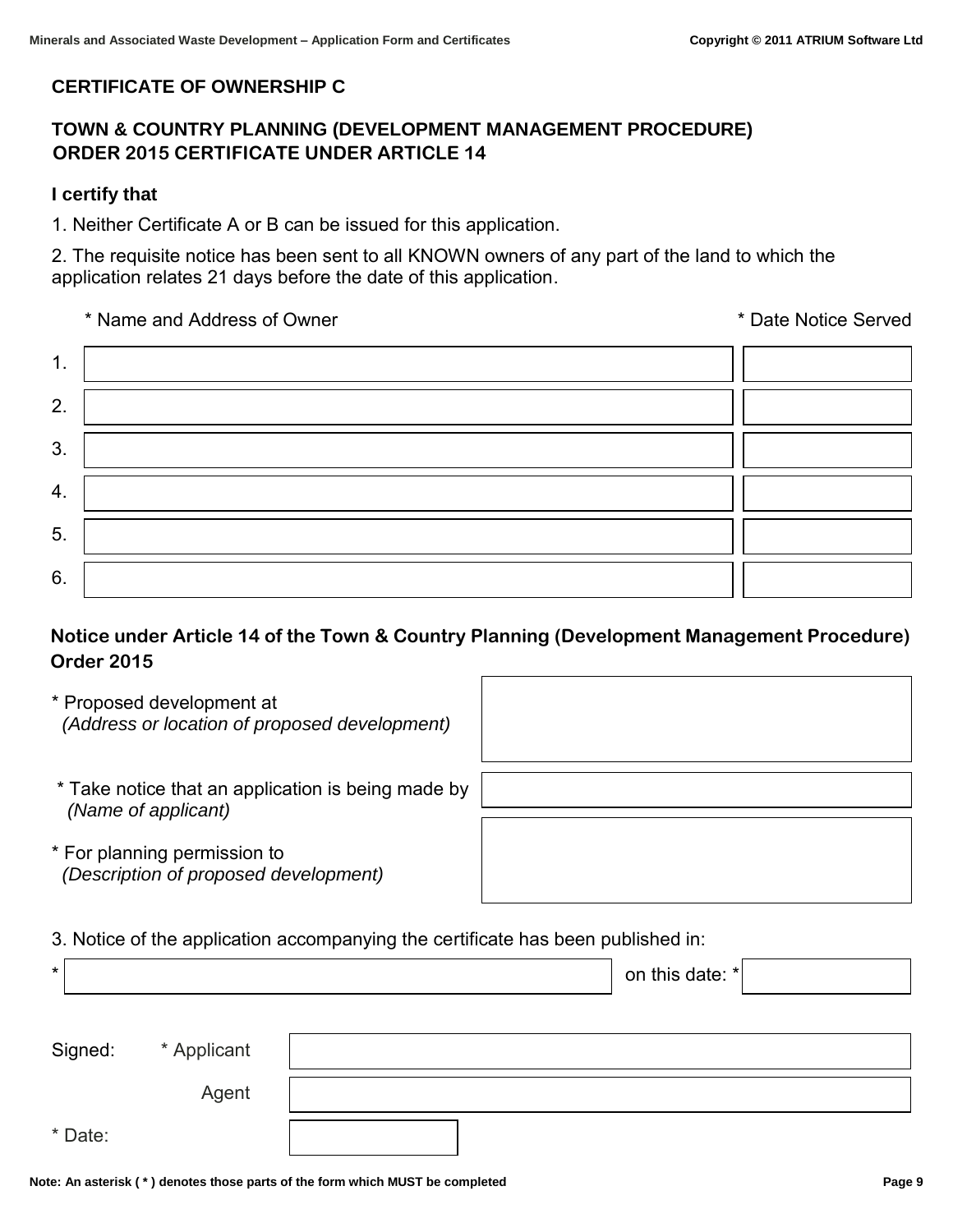## CERTIFICATE OF OWNERSHIP C

### TOWN & COUNTRY PLANNING (DEVELOPMENT MANAGEMENT PROCEDURE) ORDER 2015 CERTIFICATE UNDER ARTICLE 14

**I certify that**

1. Neither Certificate A or B can be issued for this application.

2. The requisite notice has been sent to all KNOWN owners of any part of the land to which the application relates 21 days before the date of this application.

| | * Name and Address of Owner | * Date Notice Served |
|---|---|---|
| 1. | | |
| 2. | | |
| 3. | | |
| 4. | | |
| 5. | | |
| 6. | | |

### Notice under Article 14 of the Town & Country Planning (Development Management Procedure) Order 2015

| | |
|---|---|
| * Proposed development at *(Address or location of proposed development)* | |
| * Take notice that an application is being made by *(Name of applicant)* | |
| * For planning permission to *(Description of proposed development)* | |

3. Notice of the application accompanying the certificate has been published in:

| * | | on this date: * | |
|---|---|---|---|

| Signed: | * Applicant | |
|---|---|---|
| | Agent | |
| * Date: | | |

Note: An asterisk ( * ) denotes those parts of the form which MUST be completed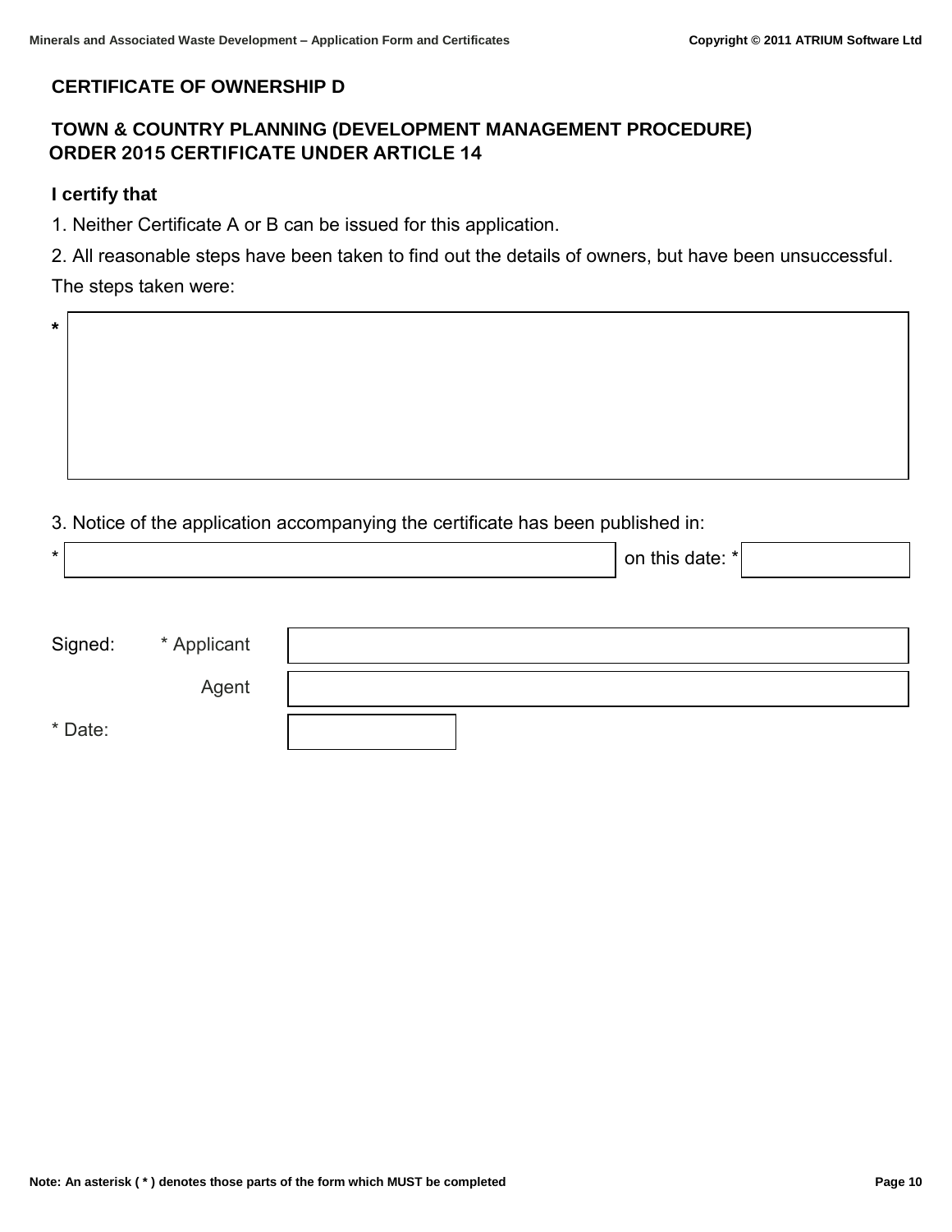## CERTIFICATE OF OWNERSHIP D

### TOWN & COUNTRY PLANNING (DEVELOPMENT MANAGEMENT PROCEDURE) ORDER 2015 CERTIFICATE UNDER ARTICLE 14

**I certify that**

1. Neither Certificate A or B can be issued for this application.

2. All reasonable steps have been taken to find out the details of owners, but have been unsuccessful.

The steps taken were:

* 

3. Notice of the application accompanying the certificate has been published in:

* on this date: *

Signed: * Applicant

Agent

* Date:

Note: An asterisk ( * ) denotes those parts of the form which MUST be completed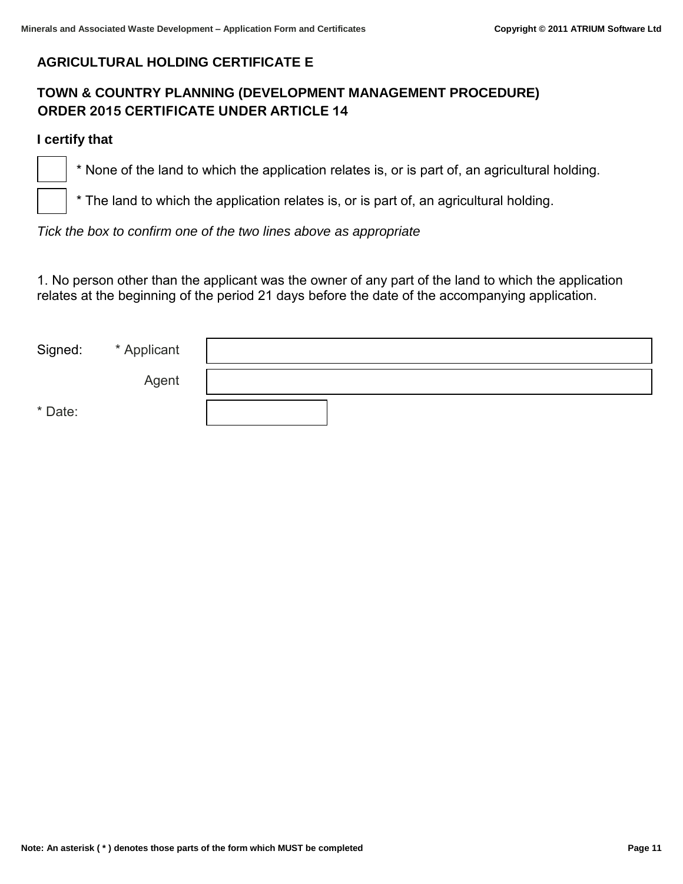## AGRICULTURAL HOLDING CERTIFICATE E

## TOWN & COUNTRY PLANNING (DEVELOPMENT MANAGEMENT PROCEDURE) ORDER 2015 CERTIFICATE UNDER ARTICLE 14

**I certify that**

☐ * None of the land to which the application relates is, or is part of, an agricultural holding.

☐ * The land to which the application relates is, or is part of, an agricultural holding.

*Tick the box to confirm one of the two lines above as appropriate*

1. No person other than the applicant was the owner of any part of the land to which the application relates at the beginning of the period 21 days before the date of the accompanying application.

| Signed: | * Applicant | |
|---|---|---|
| | Agent | |
| * Date: | | |

**Note: An asterisk ( * ) denotes those parts of the form which MUST be completed**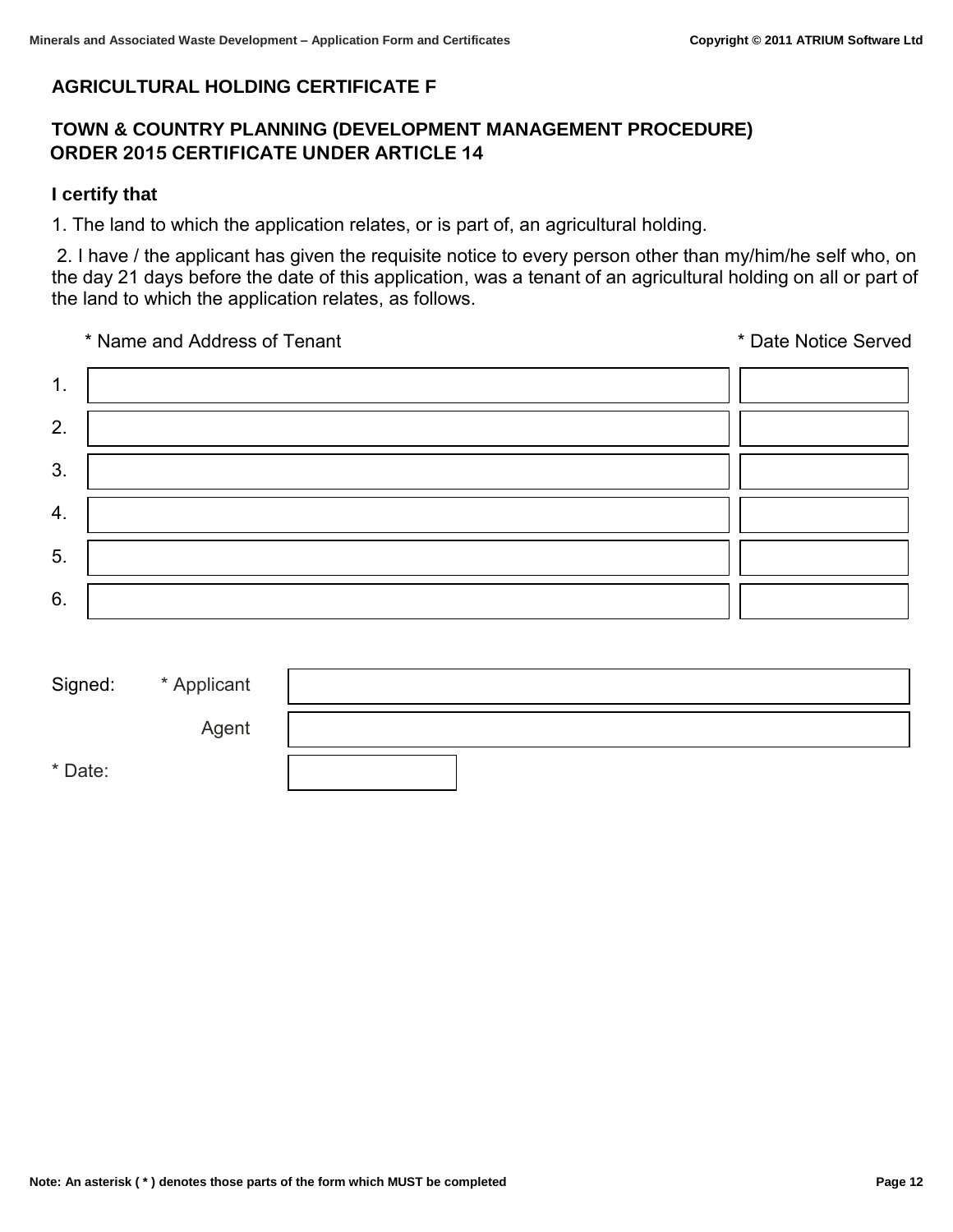## AGRICULTURAL HOLDING CERTIFICATE F

### TOWN & COUNTRY PLANNING (DEVELOPMENT MANAGEMENT PROCEDURE) ORDER 2015 CERTIFICATE UNDER ARTICLE 14

**I certify that**

1. The land to which the application relates, or is part of, an agricultural holding.

2. I have / the applicant has given the requisite notice to every person other than my/him/he self who, on the day 21 days before the date of this application, was a tenant of an agricultural holding on all or part of the land to which the application relates, as follows.

| | * Name and Address of Tenant | * Date Notice Served |
|---|---|---|
| 1. | | |
| 2. | | |
| 3. | | |
| 4. | | |
| 5. | | |
| 6. | | |

Signed: * Applicant

Agent

* Date:

Note: An asterisk ( * ) denotes those parts of the form which MUST be completed